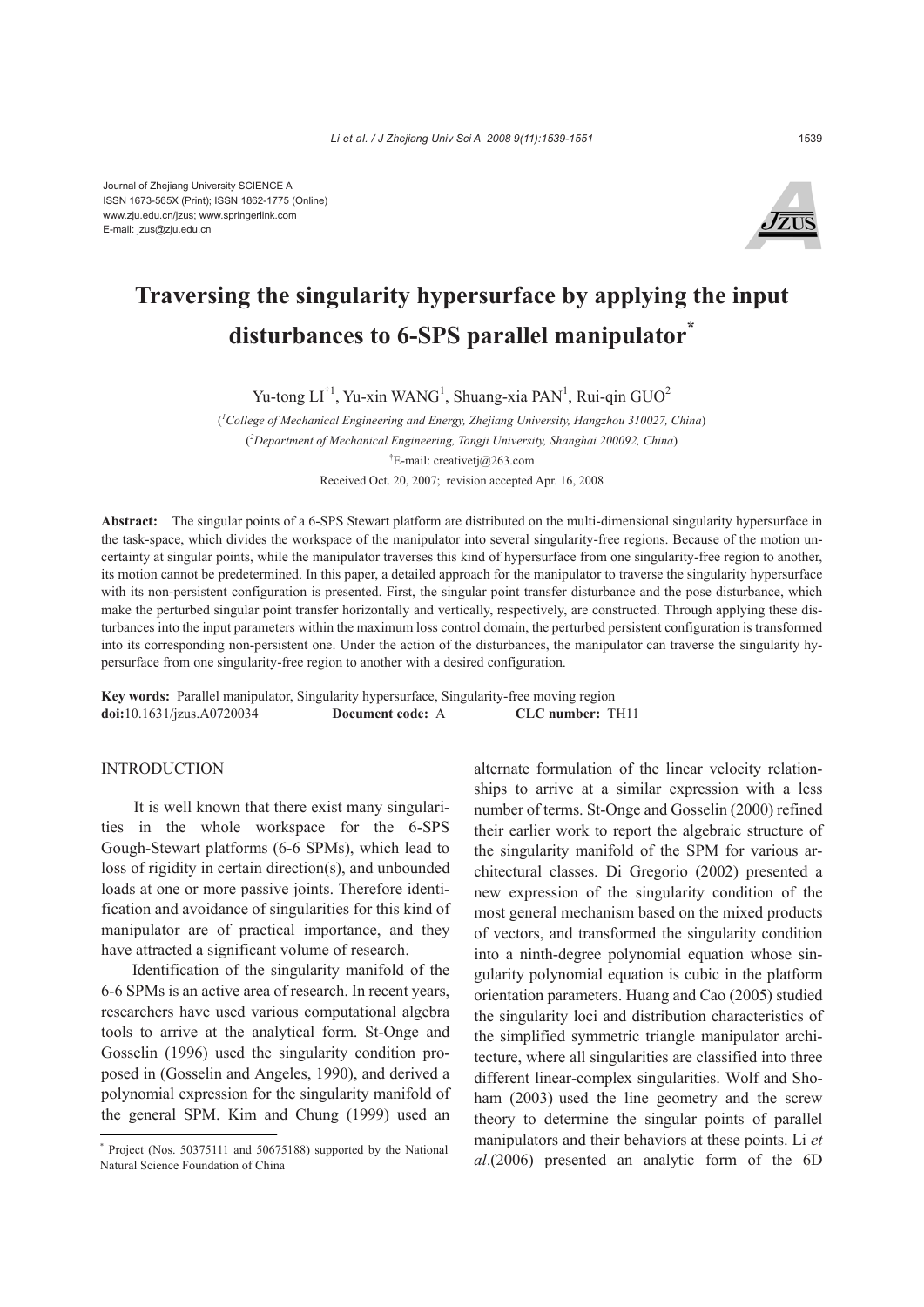Journal of Zhejiang University SCIENCE A
ISSN 1673-565X (Print); ISSN 1862-1775 (Online)
www.zju.edu.cn/jzus; www.springerlink.com
E-mail: jzus@zju.edu.cn

# Traversing the singularity hypersurface by applying the input disturbances to 6-SPS parallel manipulator*

Yu-tong LI[†1], Yu-xin WANG[1], Shuang-xia PAN[1], Rui-qin GUO[2]

([1]*College of Mechanical Engineering and Energy, Zhejiang University, Hangzhou 310027, China*)

([2]*Department of Mechanical Engineering, Tongji University, Shanghai 200092, China*)

[†]E-mail: creativetj@263.com

Received Oct. 20, 2007; revision accepted Apr. 16, 2008

**Abstract:** The singular points of a 6-SPS Stewart platform are distributed on the multi-dimensional singularity hypersurface in the task-space, which divides the workspace of the manipulator into several singularity-free regions. Because of the motion uncertainty at singular points, while the manipulator traverses this kind of hypersurface from one singularity-free region to another, its motion cannot be predetermined. In this paper, a detailed approach for the manipulator to traverse the singularity hypersurface with its non-persistent configuration is presented. First, the singular point transfer disturbance and the pose disturbance, which make the perturbed singular point transfer horizontally and vertically, respectively, are constructed. Through applying these disturbances into the input parameters within the maximum loss control domain, the perturbed persistent configuration is transformed into its corresponding non-persistent one. Under the action of the disturbances, the manipulator can traverse the singularity hypersurface from one singularity-free region to another with a desired configuration.

**Key words:** Parallel manipulator, Singularity hypersurface, Singularity-free moving region
**doi:**10.1631/jzus.A0720034 **Document code:** A **CLC number:** TH11

## INTRODUCTION

It is well known that there exist many singularities in the whole workspace for the 6-SPS Gough-Stewart platforms (6-6 SPMs), which lead to loss of rigidity in certain direction(s), and unbounded loads at one or more passive joints. Therefore identification and avoidance of singularities for this kind of manipulator are of practical importance, and they have attracted a significant volume of research.

Identification of the singularity manifold of the 6-6 SPMs is an active area of research. In recent years, researchers have used various computational algebra tools to arrive at the analytical form. St-Onge and Gosselin (1996) used the singularity condition proposed in (Gosselin and Angeles, 1990), and derived a polynomial expression for the singularity manifold of the general SPM. Kim and Chung (1999) used an alternate formulation of the linear velocity relationships to arrive at a similar expression with a less number of terms. St-Onge and Gosselin (2000) refined their earlier work to report the algebraic structure of the singularity manifold of the SPM for various architectural classes. Di Gregorio (2002) presented a new expression of the singularity condition of the most general mechanism based on the mixed products of vectors, and transformed the singularity condition into a ninth-degree polynomial equation whose singularity polynomial equation is cubic in the platform orientation parameters. Huang and Cao (2005) studied the singularity loci and distribution characteristics of the simplified symmetric triangle manipulator architecture, where all singularities are classified into three different linear-complex singularities. Wolf and Shoham (2003) used the line geometry and the screw theory to determine the singular points of parallel manipulators and their behaviors at these points. Li *et al*.(2006) presented an analytic form of the 6D

---

* Project (Nos. 50375111 and 50675188) supported by the National Natural Science Foundation of China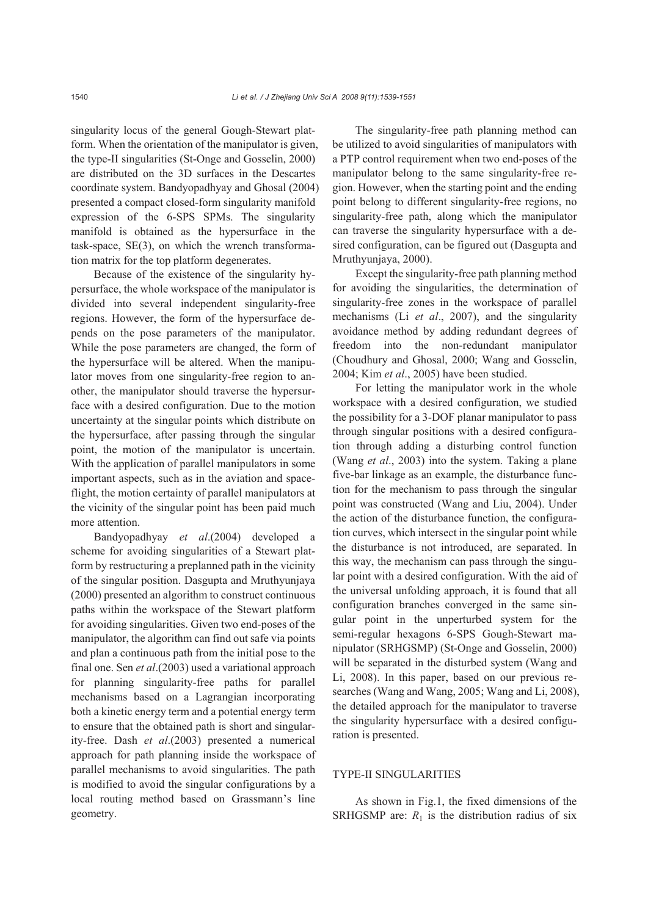singularity locus of the general Gough-Stewart platform. When the orientation of the manipulator is given, the type-II singularities (St-Onge and Gosselin, 2000) are distributed on the 3D surfaces in the Descartes coordinate system. Bandyopadhyay and Ghosal (2004) presented a compact closed-form singularity manifold expression of the 6-SPS SPMs. The singularity manifold is obtained as the hypersurface in the task-space, SE(3), on which the wrench transformation matrix for the top platform degenerates.

Because of the existence of the singularity hypersurface, the whole workspace of the manipulator is divided into several independent singularity-free regions. However, the form of the hypersurface depends on the pose parameters of the manipulator. While the pose parameters are changed, the form of the hypersurface will be altered. When the manipulator moves from one singularity-free region to another, the manipulator should traverse the hypersurface with a desired configuration. Due to the motion uncertainty at the singular points which distribute on the hypersurface, after passing through the singular point, the motion of the manipulator is uncertain. With the application of parallel manipulators in some important aspects, such as in the aviation and spaceflight, the motion certainty of parallel manipulators at the vicinity of the singular point has been paid much more attention.

Bandyopadhyay *et al*.(2004) developed a scheme for avoiding singularities of a Stewart platform by restructuring a preplanned path in the vicinity of the singular position. Dasgupta and Mruthyunjaya (2000) presented an algorithm to construct continuous paths within the workspace of the Stewart platform for avoiding singularities. Given two end-poses of the manipulator, the algorithm can find out safe via points and plan a continuous path from the initial pose to the final one. Sen *et al*.(2003) used a variational approach for planning singularity-free paths for parallel mechanisms based on a Lagrangian incorporating both a kinetic energy term and a potential energy term to ensure that the obtained path is short and singularity-free. Dash *et al*.(2003) presented a numerical approach for path planning inside the workspace of parallel mechanisms to avoid singularities. The path is modified to avoid the singular configurations by a local routing method based on Grassmann's line geometry.

The singularity-free path planning method can be utilized to avoid singularities of manipulators with a PTP control requirement when two end-poses of the manipulator belong to the same singularity-free region. However, when the starting point and the ending point belong to different singularity-free regions, no singularity-free path, along which the manipulator can traverse the singularity hypersurface with a desired configuration, can be figured out (Dasgupta and Mruthyunjaya, 2000).

Except the singularity-free path planning method for avoiding the singularities, the determination of singularity-free zones in the workspace of parallel mechanisms (Li *et al*., 2007), and the singularity avoidance method by adding redundant degrees of freedom into the non-redundant manipulator (Choudhury and Ghosal, 2000; Wang and Gosselin, 2004; Kim *et al*., 2005) have been studied.

For letting the manipulator work in the whole workspace with a desired configuration, we studied the possibility for a 3-DOF planar manipulator to pass through singular positions with a desired configuration through adding a disturbing control function (Wang *et al*., 2003) into the system. Taking a plane five-bar linkage as an example, the disturbance function for the mechanism to pass through the singular point was constructed (Wang and Liu, 2004). Under the action of the disturbance function, the configuration curves, which intersect in the singular point while the disturbance is not introduced, are separated. In this way, the mechanism can pass through the singular point with a desired configuration. With the aid of the universal unfolding approach, it is found that all configuration branches converged in the same singular point in the unperturbed system for the semi-regular hexagons 6-SPS Gough-Stewart manipulator (SRHGSMP) (St-Onge and Gosselin, 2000) will be separated in the disturbed system (Wang and Li, 2008). In this paper, based on our previous researches (Wang and Wang, 2005; Wang and Li, 2008), the detailed approach for the manipulator to traverse the singularity hypersurface with a desired configuration is presented.

## TYPE-II SINGULARITIES

As shown in Fig.1, the fixed dimensions of the SRHGSMP are: $R_1$ is the distribution radius of six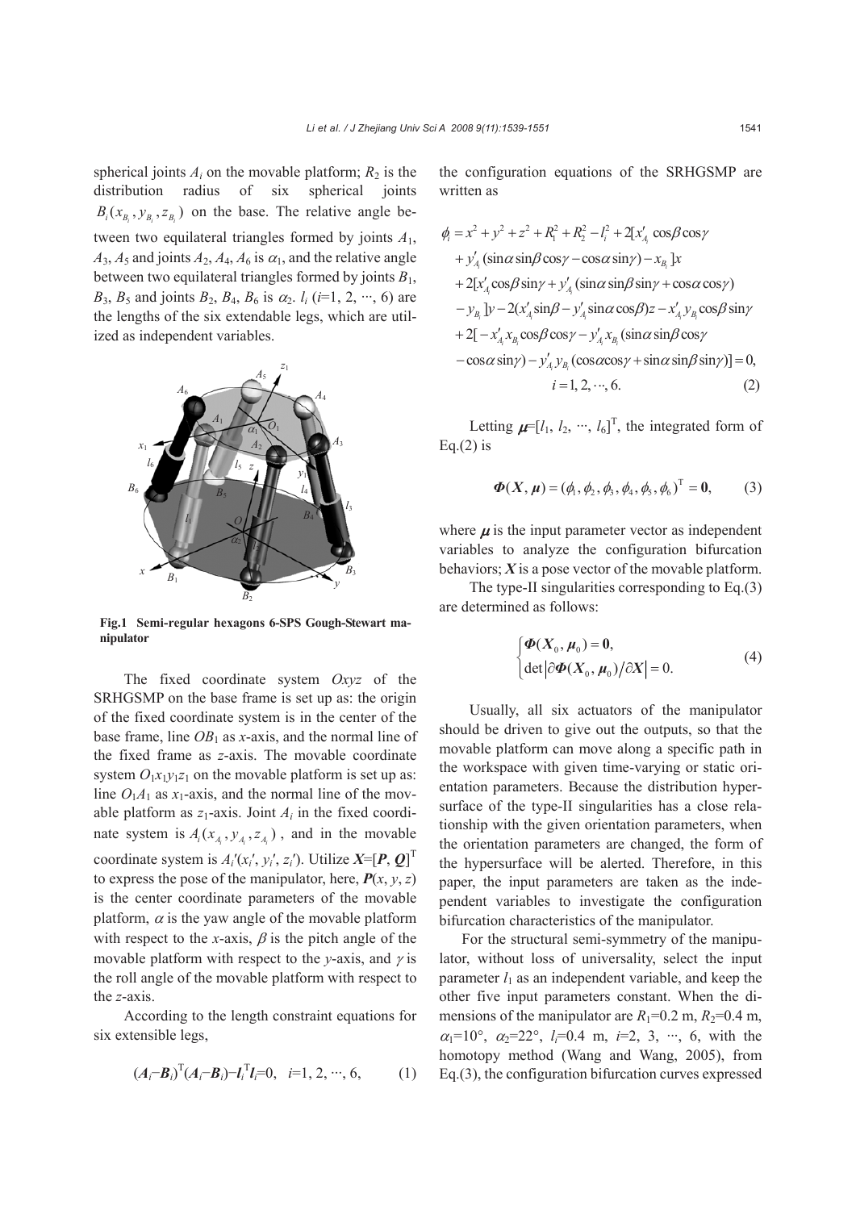spherical joints $A_i$ on the movable platform; $R_2$ is the distribution radius of six spherical joints $B_i(x_{B_i}, y_{B_i}, z_{B_i})$ on the base. The relative angle between two equilateral triangles formed by joints $A_1$, $A_3$, $A_5$ and joints $A_2$, $A_4$, $A_6$ is $\alpha_1$, and the relative angle between two equilateral triangles formed by joints $B_1$, $B_3$, $B_5$ and joints $B_2$, $B_4$, $B_6$ is $\alpha_2$. $l_i$ ($i$=1, 2, ···, 6) are the lengths of the six extendable legs, which are utilized as independent variables.

**Fig.1 Semi-regular hexagons 6-SPS Gough-Stewart manipulator**

The fixed coordinate system $Oxyz$ of the SRHGSMP on the base frame is set up as: the origin of the fixed coordinate system is in the center of the base frame, line $OB_1$ as $x$-axis, and the normal line of the fixed frame as $z$-axis. The movable coordinate system $O_1x_1y_1z_1$ on the movable platform is set up as: line $O_1A_1$ as $x_1$-axis, and the normal line of the movable platform as $z_1$-axis. Joint $A_i$ in the fixed coordinate system is $A_i(x_{A_i}, y_{A_i}, z_{A_i})$, and in the movable coordinate system is $A_i'(x_i', y_i', z_i')$. Utilize $\boldsymbol{X}=[\boldsymbol{P}, \boldsymbol{Q}]^{\mathrm{T}}$ to express the pose of the manipulator, here, $\boldsymbol{P}(x, y, z)$ is the center coordinate parameters of the movable platform, $\alpha$ is the yaw angle of the movable platform with respect to the $x$-axis, $\beta$ is the pitch angle of the movable platform with respect to the $y$-axis, and $\gamma$ is the roll angle of the movable platform with respect to the $z$-axis.

According to the length constraint equations for six extensible legs,

$$(\boldsymbol{A}_i-\boldsymbol{B}_i)^{\mathrm{T}}(\boldsymbol{A}_i-\boldsymbol{B}_i)-\boldsymbol{l}_i^{\mathrm{T}}\boldsymbol{l}_i=0,\quad i=1, 2, \cdots, 6, \tag{1}$$

the configuration equations of the SRHGSMP are written as

$$\begin{aligned}
\phi_i &= x^2+y^2+z^2+R_1^2+R_2^2-l_i^2+2[x'_{A_i}\cos\beta\cos\gamma \\
&\quad +y'_{A_i}(\sin\alpha\sin\beta\cos\gamma-\cos\alpha\sin\gamma)-x_{B_i}]x \\
&\quad +2[x'_{A_i}\cos\beta\sin\gamma+y'_{A_i}(\sin\alpha\sin\beta\sin\gamma+\cos\alpha\cos\gamma) \\
&\quad -y_{B_i}]y-2(x'_{A_i}\sin\beta-y'_{A_i}\sin\alpha\cos\beta)z-x'_{A_i}y_{B_i}\cos\beta\sin\gamma \\
&\quad +2[-x'_{A_i}x_{B_i}\cos\beta\cos\gamma-y'_{A_i}x_{B_i}(\sin\alpha\sin\beta\cos\gamma \\
&\quad -\cos\alpha\sin\gamma)-y'_{A_i}y_{B_i}(\cos\alpha\cos\gamma+\sin\alpha\sin\beta\sin\gamma)]=0, \\
&\qquad i=1, 2, \cdots, 6.
\end{aligned} \tag{2}$$

Letting $\boldsymbol{\mu}=[l_1, l_2, \cdots, l_6]^{\mathrm{T}}$, the integrated form of Eq.(2) is

$$\boldsymbol{\Phi}(\boldsymbol{X}, \boldsymbol{\mu})=(\phi_1, \phi_2, \phi_3, \phi_4, \phi_5, \phi_6)^{\mathrm{T}}=\boldsymbol{0}, \tag{3}$$

where $\boldsymbol{\mu}$ is the input parameter vector as independent variables to analyze the configuration bifurcation behaviors; $\boldsymbol{X}$ is a pose vector of the movable platform.

The type-II singularities corresponding to Eq.(3) are determined as follows:

$$\begin{cases}\boldsymbol{\Phi}(\boldsymbol{X}_0, \boldsymbol{\mu}_0)=\boldsymbol{0}, \\ \det\left|\partial\boldsymbol{\Phi}(\boldsymbol{X}_0, \boldsymbol{\mu}_0)/\partial\boldsymbol{X}\right|=0.\end{cases} \tag{4}$$

Usually, all six actuators of the manipulator should be driven to give out the outputs, so that the movable platform can move along a specific path in the workspace with given time-varying or static orientation parameters. Because the distribution hypersurface of the type-II singularities has a close relationship with the given orientation parameters, when the orientation parameters are changed, the form of the hypersurface will be alerted. Therefore, in this paper, the input parameters are taken as the independent variables to investigate the configuration bifurcation characteristics of the manipulator.

For the structural semi-symmetry of the manipulator, without loss of universality, select the input parameter $l_1$ as an independent variable, and keep the other five input parameters constant. When the dimensions of the manipulator are $R_1$=0.2 m, $R_2$=0.4 m, $\alpha_1$=10°, $\alpha_2$=22°, $l_i$=0.4 m, $i$=2, 3, ···, 6, with the homotopy method (Wang and Wang, 2005), from Eq.(3), the configuration bifurcation curves expressed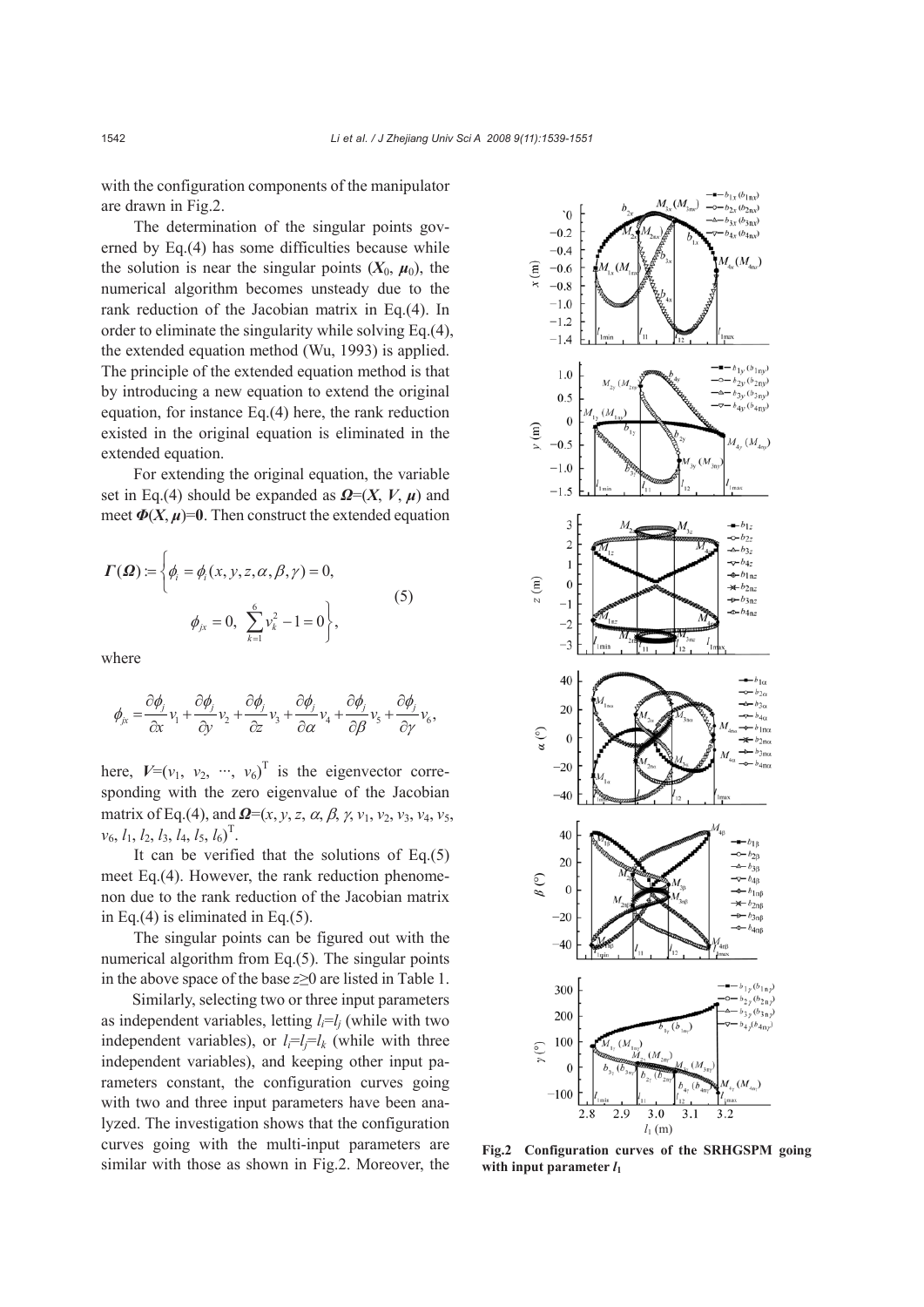with the configuration components of the manipulator are drawn in Fig.2.

The determination of the singular points governed by Eq.(4) has some difficulties because while the solution is near the singular points ($\boldsymbol{X}_0$, $\boldsymbol{\mu}_0$), the numerical algorithm becomes unsteady due to the rank reduction of the Jacobian matrix in Eq.(4). In order to eliminate the singularity while solving Eq.(4), the extended equation method (Wu, 1993) is applied. The principle of the extended equation method is that by introducing a new equation to extend the original equation, for instance Eq.(4) here, the rank reduction existed in the original equation is eliminated in the extended equation.

For extending the original equation, the variable set in Eq.(4) should be expanded as $\boldsymbol{\Omega}=(\boldsymbol{X}, \boldsymbol{V}, \boldsymbol{\mu})$ and meet $\boldsymbol{\Phi}(\boldsymbol{X}, \boldsymbol{\mu})=\boldsymbol{0}$. Then construct the extended equation

$$\boldsymbol{\Gamma}(\boldsymbol{\Omega}) := \left\{ \phi_i = \phi_i(x, y, z, \alpha, \beta, \gamma) = 0, \quad \phi_{jx} = 0, \ \sum_{k=1}^{6} v_k^2 - 1 = 0 \right\}, \tag{5}$$

where

$$\phi_{jx} = \frac{\partial \phi_j}{\partial x} v_1 + \frac{\partial \phi_j}{\partial y} v_2 + \frac{\partial \phi_j}{\partial z} v_3 + \frac{\partial \phi_j}{\partial \alpha} v_4 + \frac{\partial \phi_j}{\partial \beta} v_5 + \frac{\partial \phi_j}{\partial \gamma} v_6,$$

here, $\boldsymbol{V}=(v_1, v_2, \cdots, v_6)^{\mathrm{T}}$ is the eigenvector corresponding with the zero eigenvalue of the Jacobian matrix of Eq.(4), and $\boldsymbol{\Omega}=(x, y, z, \alpha, \beta, \gamma, v_1, v_2, v_3, v_4, v_5, v_6, l_1, l_2, l_3, l_4, l_5, l_6)^{\mathrm{T}}$.

It can be verified that the solutions of Eq.(5) meet Eq.(4). However, the rank reduction phenomenon due to the rank reduction of the Jacobian matrix in Eq.(4) is eliminated in Eq.(5).

The singular points can be figured out with the numerical algorithm from Eq.(5). The singular points in the above space of the base $z\geq 0$ are listed in Table 1.

Similarly, selecting two or three input parameters as independent variables, letting $l_i=l_j$ (while with two independent variables), or $l_i=l_j=l_k$ (while with three independent variables), and keeping other input parameters constant, the configuration curves going with two and three input parameters have been analyzed. The investigation shows that the configuration curves going with the multi-input parameters are similar with those as shown in Fig.2. Moreover, the

**Fig.2 Configuration curves of the SRHGSPM going with input parameter $l_1$**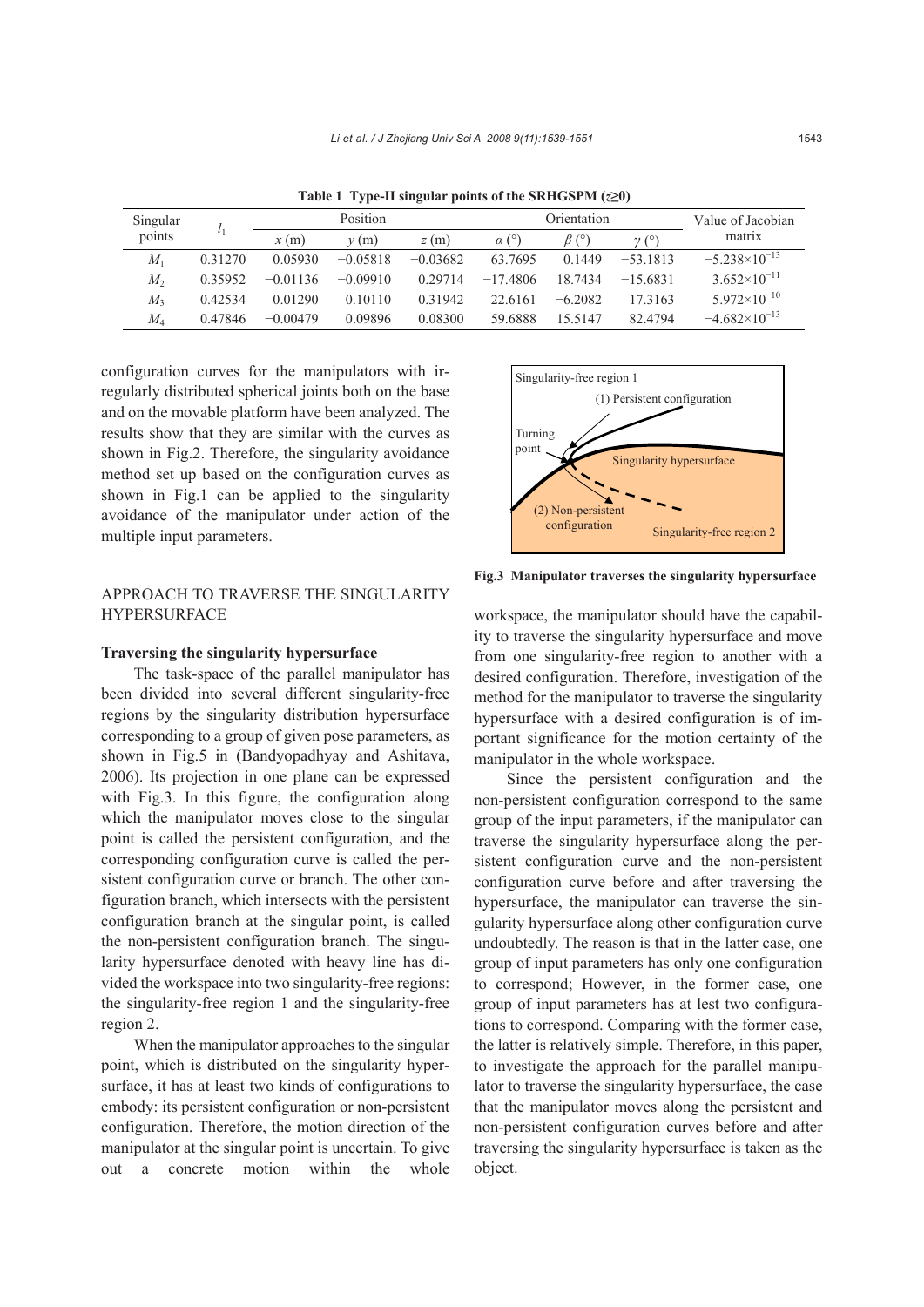**Table 1 Type-II singular points of the SRHGSPM ($z$≥0)**

| Singular points | $l_1$ | Position | | | Orientation | | | Value of Jacobian matrix |
|---|---|---|---|---|---|---|---|---|
| | | $x$ (m) | $y$ (m) | $z$ (m) | $\alpha$ (°) | $\beta$ (°) | $\gamma$ (°) | |
| $M_1$ | 0.31270 | 0.05930 | −0.05818 | −0.03682 | 63.7695 | 0.1449 | −53.1813 | $-5.238\times10^{-13}$ |
| $M_2$ | 0.35952 | −0.01136 | −0.09910 | 0.29714 | −17.4806 | 18.7434 | −15.6831 | $3.652\times10^{-11}$ |
| $M_3$ | 0.42534 | 0.01290 | 0.10110 | 0.31942 | 22.6161 | −6.2082 | 17.3163 | $5.972\times10^{-10}$ |
| $M_4$ | 0.47846 | −0.00479 | 0.09896 | 0.08300 | 59.6888 | 15.5147 | 82.4794 | $-4.682\times10^{-13}$ |

configuration curves for the manipulators with irregularly distributed spherical joints both on the base and on the movable platform have been analyzed. The results show that they are similar with the curves as shown in Fig.2. Therefore, the singularity avoidance method set up based on the configuration curves as shown in Fig.1 can be applied to the singularity avoidance of the manipulator under action of the multiple input parameters.

## APPROACH TO TRAVERSE THE SINGULARITY HYPERSURFACE

### Traversing the singularity hypersurface

The task-space of the parallel manipulator has been divided into several different singularity-free regions by the singularity distribution hypersurface corresponding to a group of given pose parameters, as shown in Fig.5 in (Bandyopadhyay and Ashitava, 2006). Its projection in one plane can be expressed with Fig.3. In this figure, the configuration along which the manipulator moves close to the singular point is called the persistent configuration, and the corresponding configuration curve is called the persistent configuration curve or branch. The other configuration branch, which intersects with the persistent configuration branch at the singular point, is called the non-persistent configuration branch. The singularity hypersurface denoted with heavy line has divided the workspace into two singularity-free regions: the singularity-free region 1 and the singularity-free region 2.

When the manipulator approaches to the singular point, which is distributed on the singularity hypersurface, it has at least two kinds of configurations to embody: its persistent configuration or non-persistent configuration. Therefore, the motion direction of the manipulator at the singular point is uncertain. To give out a concrete motion within the whole workspace, the manipulator should have the capability to traverse the singularity hypersurface and move from one singularity-free region to another with a desired configuration. Therefore, investigation of the method for the manipulator to traverse the singularity hypersurface with a desired configuration is of important significance for the motion certainty of the manipulator in the whole workspace.

Singularity-free region 1
(1) Persistent configuration
Turning point
Singularity hypersurface
(2) Non-persistent configuration
Singularity-free region 2

**Fig.3 Manipulator traverses the singularity hypersurface**

Since the persistent configuration and the non-persistent configuration correspond to the same group of the input parameters, if the manipulator can traverse the singularity hypersurface along the persistent configuration curve and the non-persistent configuration curve before and after traversing the hypersurface, the manipulator can traverse the singularity hypersurface along other configuration curve undoubtedly. The reason is that in the latter case, one group of input parameters has only one configuration to correspond; However, in the former case, one group of input parameters has at lest two configurations to correspond. Comparing with the former case, the latter is relatively simple. Therefore, in this paper, to investigate the approach for the parallel manipulator to traverse the singularity hypersurface, the case that the manipulator moves along the persistent and non-persistent configuration curves before and after traversing the singularity hypersurface is taken as the object.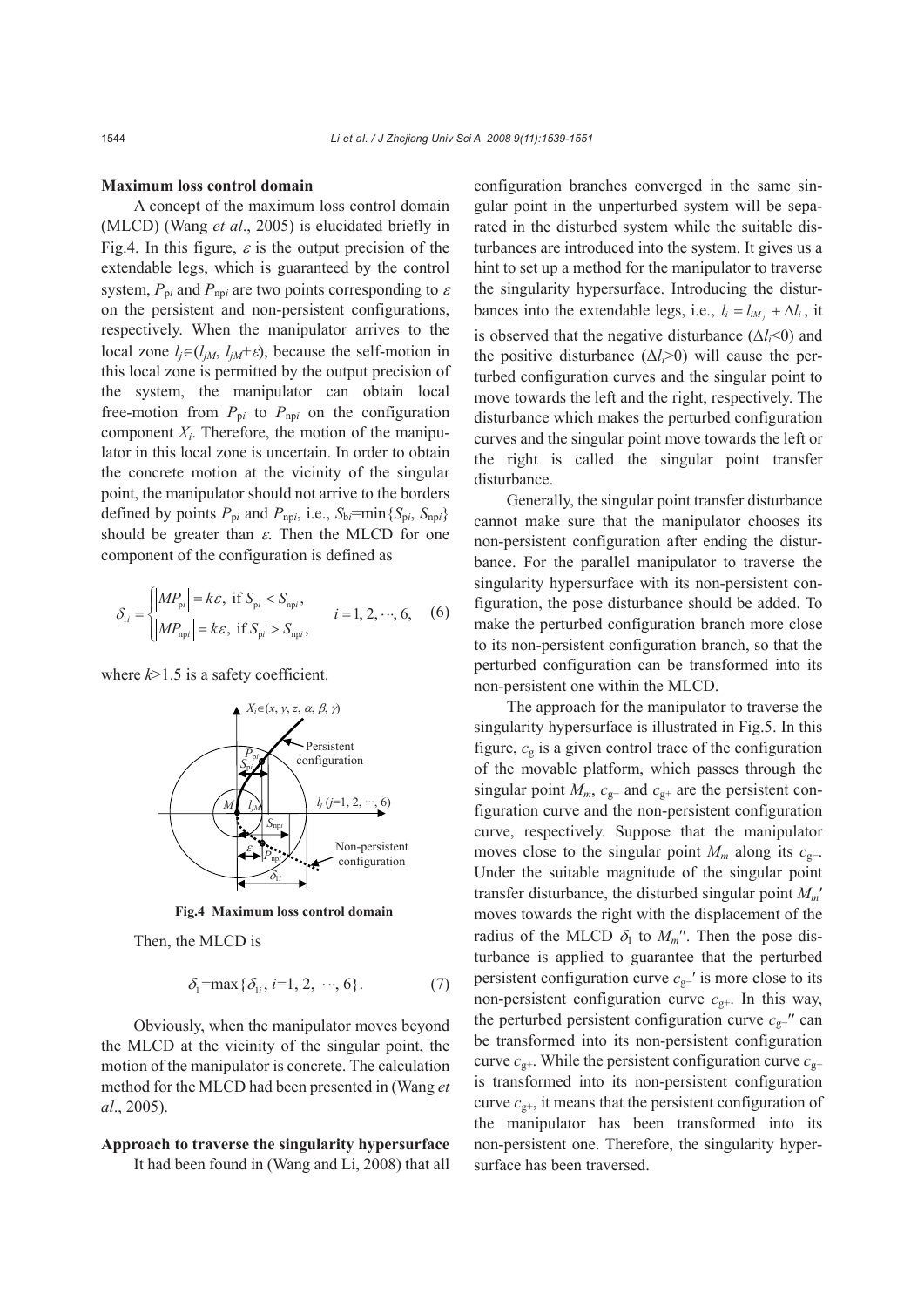**Maximum loss control domain**

A concept of the maximum loss control domain (MLCD) (Wang *et al*., 2005) is elucidated briefly in Fig.4. In this figure, $\varepsilon$ is the output precision of the extendable legs, which is guaranteed by the control system, $P_{pi}$ and $P_{npi}$ are two points corresponding to $\varepsilon$ on the persistent and non-persistent configurations, respectively. When the manipulator arrives to the local zone $l_j \in (l_{jM}, l_{jM}+\varepsilon)$, because the self-motion in this local zone is permitted by the output precision of the system, the manipulator can obtain local free-motion from $P_{pi}$ to $P_{npi}$ on the configuration component $X_i$. Therefore, the motion of the manipulator in this local zone is uncertain. In order to obtain the concrete motion at the vicinity of the singular point, the manipulator should not arrive to the borders defined by points $P_{pi}$ and $P_{npi}$, i.e., $S_{bi}=\min\{S_{pi}, S_{npi}\}$ should be greater than $\varepsilon$. Then the MLCD for one component of the configuration is defined as

$$\delta_{1i} = \begin{cases} |MP_{pi}| = k\varepsilon, \text{ if } S_{pi} < S_{npi}, \\ |MP_{npi}| = k\varepsilon, \text{ if } S_{pi} > S_{npi}, \end{cases} \quad i=1, 2, \cdots, 6, \quad (6)$$

where $k$>1.5 is a safety coefficient.

**Fig.4 Maximum loss control domain**

Then, the MLCD is

$$\delta_1 = \max\{\delta_{1i}, i=1, 2, \cdots, 6\}. \quad (7)$$

Obviously, when the manipulator moves beyond the MLCD at the vicinity of the singular point, the motion of the manipulator is concrete. The calculation method for the MLCD had been presented in (Wang *et al*., 2005).

**Approach to traverse the singularity hypersurface**

It had been found in (Wang and Li, 2008) that all configuration branches converged in the same singular point in the unperturbed system will be separated in the disturbed system while the suitable disturbances are introduced into the system. It gives us a hint to set up a method for the manipulator to traverse the singularity hypersurface. Introducing the disturbances into the extendable legs, i.e., $l_i = l_{iM_j} + \Delta l_i$, it is observed that the negative disturbance ($\Delta l_i$<0) and the positive disturbance ($\Delta l_i$>0) will cause the perturbed configuration curves and the singular point to move towards the left and the right, respectively. The disturbance which makes the perturbed configuration curves and the singular point move towards the left or the right is called the singular point transfer disturbance.

Generally, the singular point transfer disturbance cannot make sure that the manipulator chooses its non-persistent configuration after ending the disturbance. For the parallel manipulator to traverse the singularity hypersurface with its non-persistent configuration, the pose disturbance should be added. To make the perturbed configuration branch more close to its non-persistent configuration branch, so that the perturbed configuration can be transformed into its non-persistent one within the MLCD.

The approach for the manipulator to traverse the singularity hypersurface is illustrated in Fig.5. In this figure, $c_g$ is a given control trace of the configuration of the movable platform, which passes through the singular point $M_m$, $c_{g-}$ and $c_{g+}$ are the persistent configuration curve and the non-persistent configuration curve, respectively. Suppose that the manipulator moves close to the singular point $M_m$ along its $c_{g-}$. Under the suitable magnitude of the singular point transfer disturbance, the disturbed singular point $M_m'$ moves towards the right with the displacement of the radius of the MLCD $\delta_1$ to $M_m''$. Then the pose disturbance is applied to guarantee that the perturbed persistent configuration curve $c_{g-}'$ is more close to its non-persistent configuration curve $c_{g+}$. In this way, the perturbed persistent configuration curve $c_{g-}''$ can be transformed into its non-persistent configuration curve $c_{g+}$. While the persistent configuration curve $c_{g-}$ is transformed into its non-persistent configuration curve $c_{g+}$, it means that the persistent configuration of the manipulator has been transformed into its non-persistent one. Therefore, the singularity hypersurface has been traversed.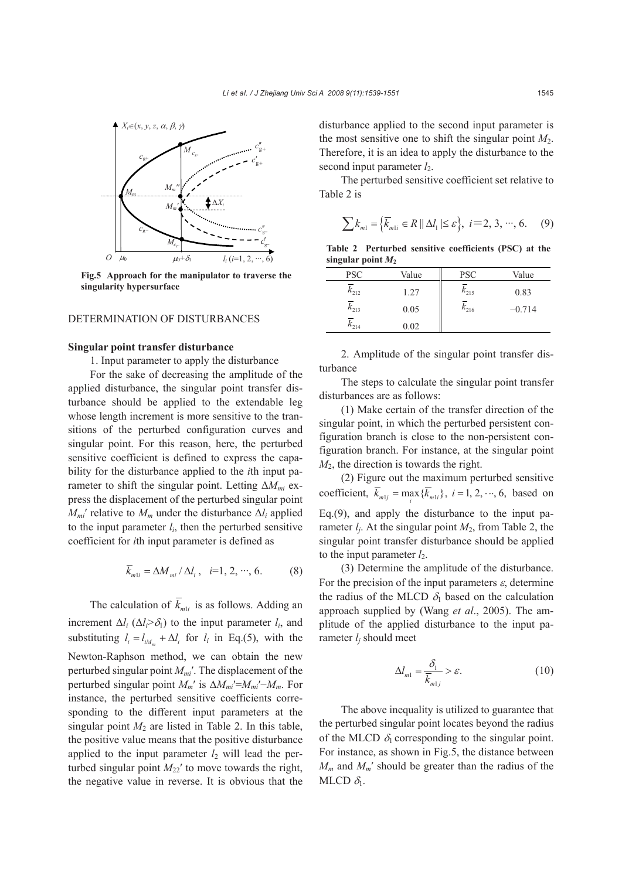Fig.5 Approach for the manipulator to traverse the singularity hypersurface

## DETERMINATION OF DISTURBANCES

### Singular point transfer disturbance

1. Input parameter to apply the disturbance

For the sake of decreasing the amplitude of the applied disturbance, the singular point transfer disturbance should be applied to the extendable leg whose length increment is more sensitive to the transitions of the perturbed configuration curves and singular point. For this reason, here, the perturbed sensitive coefficient is defined to express the capability for the disturbance applied to the $i$th input parameter to shift the singular point. Letting $\Delta M_{mi}$ express the displacement of the perturbed singular point $M_{mi}'$ relative to $M_m$ under the disturbance $\Delta l_i$ applied to the input parameter $l_i$, then the perturbed sensitive coefficient for $i$th input parameter is defined as

$$\overline{k}_{m1i} = \Delta M_{mi} / \Delta l_i, \quad i=1, 2, \cdots, 6. \tag{8}$$

The calculation of $\overline{k}_{m1i}$ is as follows. Adding an increment $\Delta l_i$ ($\Delta l_i > \delta_1$) to the input parameter $l_i$, and substituting $l_i = l_{iM_m} + \Delta l_i$ for $l_i$ in Eq.(5), with the Newton-Raphson method, we can obtain the new perturbed singular point $M_{mi}'$. The displacement of the perturbed singular point $M_m'$ is $\Delta M_{mi}' = M_{mi}' - M_m$. For instance, the perturbed sensitive coefficients corresponding to the different input parameters at the singular point $M_2$ are listed in Table 2. In this table, the positive value means that the positive disturbance applied to the input parameter $l_2$ will lead the perturbed singular point $M_{22}'$ to move towards the right, the negative value in reverse. It is obvious that the disturbance applied to the second input parameter is the most sensitive one to shift the singular point $M_2$. Therefore, it is an idea to apply the disturbance to the second input parameter $l_2$.

The perturbed sensitive coefficient set relative to Table 2 is

$$\sum k_{m1} = \left\{ \overline{k}_{m1i} \in R \,\|\, \Delta l_1 \,| \leq \varepsilon \right\}, \; i=2, 3, \cdots, 6. \tag{9}$$

**Table 2 Perturbed sensitive coefficients (PSC) at the singular point $M_2$**

| PSC | Value | PSC | Value |
|---|---|---|---|
| $\overline{k}_{212}$ | 1.27 | $\overline{k}_{215}$ | 0.83 |
| $\overline{k}_{213}$ | 0.05 | $\overline{k}_{216}$ | −0.714 |
| $\overline{k}_{214}$ | 0.02 | | |

2. Amplitude of the singular point transfer disturbance

The steps to calculate the singular point transfer disturbances are as follows:

(1) Make certain of the transfer direction of the singular point, in which the perturbed persistent configuration branch is close to the non-persistent configuration branch. For instance, at the singular point $M_2$, the direction is towards the right.

(2) Figure out the maximum perturbed sensitive coefficient, $\overline{k}_{m1j} = \max_i \{\overline{k}_{m1i}\}$, $i = 1, 2, \cdots, 6$, based on Eq.(9), and apply the disturbance to the input parameter $l_j$. At the singular point $M_2$, from Table 2, the singular point transfer disturbance should be applied to the input parameter $l_2$.

(3) Determine the amplitude of the disturbance. For the precision of the input parameters $\varepsilon$, determine the radius of the MLCD $\delta_1$ based on the calculation approach supplied by (Wang *et al*., 2005). The amplitude of the applied disturbance to the input parameter $l_j$ should meet

$$\Delta l_{m1} = \frac{\delta_1}{\overline{k}_{m1j}} > \varepsilon. \tag{10}$$

The above inequality is utilized to guarantee that the perturbed singular point locates beyond the radius of the MLCD $\delta_1$ corresponding to the singular point. For instance, as shown in Fig.5, the distance between $M_m$ and $M_m'$ should be greater than the radius of the MLCD $\delta_1$.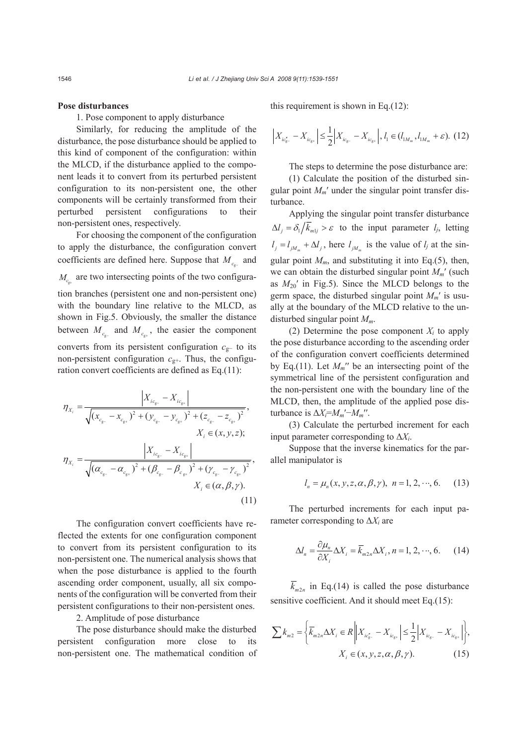**Pose disturbances**

1. Pose component to apply disturbance

Similarly, for reducing the amplitude of the disturbance, the pose disturbance should be applied to this kind of component of the configuration: within the MLCD, if the disturbance applied to the component leads it to convert from its perturbed persistent configuration to its non-persistent one, the other components will be certainly transformed from their perturbed persistent configurations to their non-persistent ones, respectively.

For choosing the component of the configuration to apply the disturbance, the configuration convert coefficients are defined here. Suppose that $M_{c_{g-}}$ and $M_{c_{g+}}$ are two intersecting points of the two configuration branches (persistent one and non-persistent one) with the boundary line relative to the MLCD, as shown in Fig.5. Obviously, the smaller the distance between $M_{c_{g-}}$ and $M_{c_{g+}}$, the easier the component converts from its persistent configuration $c_{g-}$ to its non-persistent configuration $c_{g+}$. Thus, the configuration convert coefficients are defined as Eq.(11):

$$\eta_{X_i} = \frac{\left| X_{ic_{g-}} - X_{ic_{g+}} \right|}{\sqrt{(x_{c_{g-}} - x_{c_{g+}})^2 + (y_{c_{g-}} - y_{c_{g+}})^2 + (z_{c_{g-}} - z_{c_{g+}})^2}}, \quad X_i \in (x, y, z);$$

$$\eta_{X_i} = \frac{\left| X_{ic_{g-}} - X_{ic_{g+}} \right|}{\sqrt{(\alpha_{c_{g-}} - \alpha_{c_{g+}})^2 + (\beta_{c_{g-}} - \beta_{c_{g+}})^2 + (\gamma_{c_{g-}} - \gamma_{c_{g+}})^2}}, \quad X_i \in (\alpha, \beta, \gamma). \tag{11}$$

The configuration convert coefficients have reflected the extents for one configuration component to convert from its persistent configuration to its non-persistent one. The numerical analysis shows that when the pose disturbance is applied to the fourth ascending order component, usually, all six components of the configuration will be converted from their persistent configurations to their non-persistent ones.

2. Amplitude of pose disturbance

The pose disturbance should make the disturbed persistent configuration more close to its non-persistent one. The mathematical condition of this requirement is shown in Eq.(12):

$$\left| X_{ic_{g-}^*} - X_{ic_{g+}} \right| \le \frac{1}{2} \left| X_{ic_{g-}} - X_{ic_{g+}} \right|, \; l_1 \in (l_{1M_m}, l_{1M_m} + \varepsilon). \tag{12}$$

The steps to determine the pose disturbance are:

(1) Calculate the position of the disturbed singular point $M_m'$ under the singular point transfer disturbance.

Applying the singular point transfer disturbance $\Delta l_j = \delta_1 / \bar{k}_{m1j} > \varepsilon$ to the input parameter $l_j$, letting $l_j = l_{jM_m} + \Delta l_j$, here $l_{jM_m}$ is the value of $l_j$ at the singular point $M_m$, and substituting it into Eq.(5), then, we can obtain the disturbed singular point $M_m'$ (such as $M_{20}'$ in Fig.5). Since the MLCD belongs to the germ space, the disturbed singular point $M_m'$ is usually at the boundary of the MLCD relative to the undisturbed singular point $M_m$.

(2) Determine the pose component $X_i$ to apply the pose disturbance according to the ascending order of the configuration convert coefficients determined by Eq.(11). Let $M_m''$ be an intersecting point of the symmetrical line of the persistent configuration and the non-persistent one with the boundary line of the MLCD, then, the amplitude of the applied pose disturbance is $\Delta X_i = M_m' - M_m''$.

(3) Calculate the perturbed increment for each input parameter corresponding to $\Delta X_i$.

Suppose that the inverse kinematics for the parallel manipulator is

$$l_n = \mu_n(x, y, z, \alpha, \beta, \gamma), \; n = 1, 2, \cdots, 6. \tag{13}$$

The perturbed increments for each input parameter corresponding to $\Delta X_i$ are

$$\Delta l_n = \frac{\partial \mu_n}{\partial X_i} \Delta X_i = \bar{k}_{m2n} \Delta X_i, \; n = 1, 2, \cdots, 6. \tag{14}$$

$\bar{k}_{m2n}$ in Eq.(14) is called the pose disturbance sensitive coefficient. And it should meet Eq.(15):

$$\sum k_{m2} = \left\{ \bar{k}_{m2n} \Delta X_i \in R \,\middle|\, \left| X_{ic_{g-}^*} - X_{ic_{g+}} \right| \le \frac{1}{2} \left| X_{ic_{g-}} - X_{ic_{g+}} \right| \right\}, \quad X_i \in (x, y, z, \alpha, \beta, \gamma). \tag{15}$$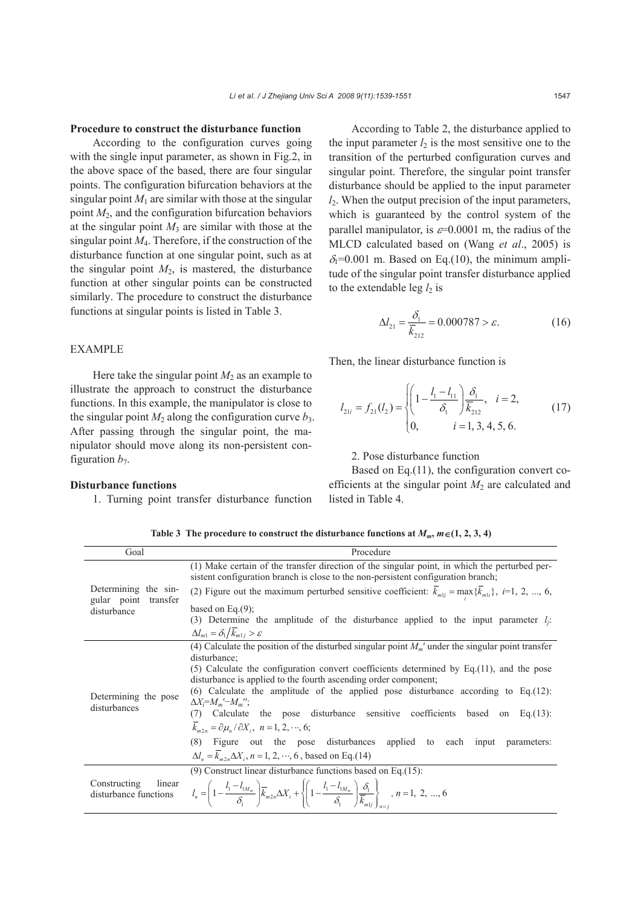**Procedure to construct the disturbance function**

According to the configuration curves going with the single input parameter, as shown in Fig.2, in the above space of the based, there are four singular points. The configuration bifurcation behaviors at the singular point $M_1$ are similar with those at the singular point $M_2$, and the configuration bifurcation behaviors at the singular point $M_3$ are similar with those at the singular point $M_4$. Therefore, if the construction of the disturbance function at one singular point, such as at the singular point $M_2$, is mastered, the disturbance function at other singular points can be constructed similarly. The procedure to construct the disturbance functions at singular points is listed in Table 3.

## EXAMPLE

Here take the singular point $M_2$ as an example to illustrate the approach to construct the disturbance functions. In this example, the manipulator is close to the singular point $M_2$ along the configuration curve $b_3$. After passing through the singular point, the manipulator should move along its non-persistent configuration $b_7$.

**Disturbance functions**

1. Turning point transfer disturbance function

According to Table 2, the disturbance applied to the input parameter $l_2$ is the most sensitive one to the transition of the perturbed configuration curves and singular point. Therefore, the singular point transfer disturbance should be applied to the input parameter $l_2$. When the output precision of the input parameters, which is guaranteed by the control system of the parallel manipulator, is $\varepsilon$=0.0001 m, the radius of the MLCD calculated based on (Wang *et al*., 2005) is $\delta_1$=0.001 m. Based on Eq.(10), the minimum amplitude of the singular point transfer disturbance applied to the extendable leg $l_2$ is

$$\Delta l_{21} = \frac{\delta_1}{\overline{k}_{212}} = 0.000787 > \varepsilon. \tag{16}$$

Then, the linear disturbance function is

$$l_{21i} = f_{21}(l_2) = \begin{cases} \left(1 - \dfrac{l_1 - l_{11}}{\delta_1}\right)\dfrac{\delta_1}{\overline{k}_{212}}, & i = 2, \\ 0, & i = 1, 3, 4, 5, 6. \end{cases} \tag{17}$$

2. Pose disturbance function

Based on Eq.(11), the configuration convert coefficients at the singular point $M_2$ are calculated and listed in Table 4.

**Table 3 The procedure to construct the disturbance functions at $M_m$, $m\in$(1, 2, 3, 4)**

| Goal | Procedure |
|---|---|
| Determining the singular point transfer disturbance | (1) Make certain of the transfer direction of the singular point, in which the perturbed persistent configuration branch is close to the non-persistent configuration branch; (2) Figure out the maximum perturbed sensitive coefficient: $\overline{k}_{m1j} = \max_i\{\overline{k}_{m1i}\}$, $i$=1, 2, ..., 6, based on Eq.(9); (3) Determine the amplitude of the disturbance applied to the input parameter $l_j$: $\Delta l_{m1} = \delta_1 / \overline{k}_{m1j} > \varepsilon$ |
| Determining the pose disturbances | (4) Calculate the position of the disturbed singular point $M_m'$ under the singular point transfer disturbance; (5) Calculate the configuration convert coefficients determined by Eq.(11), and the pose disturbance is applied to the fourth ascending order component; (6) Calculate the amplitude of the applied pose disturbance according to Eq.(12): $\Delta X_i = M_m' - M_m''$; (7) Calculate the pose disturbance sensitive coefficients based on Eq.(13): $\overline{k}_{m2n} = \partial \mu_n / \partial X_i$, $n = 1, 2, \cdots, 6$; (8) Figure out the pose disturbances applied to each input parameters: $\Delta l_n = \overline{k}_{m2n} \Delta X_i$, $n = 1, 2, \cdots, 6$, based on Eq.(14) |
| Constructing linear disturbance functions | (9) Construct linear disturbance functions based on Eq.(15): $l_n = \left(1 - \dfrac{l_1 - l_{1M_m}}{\delta_1}\right)\overline{k}_{m2n}\Delta X_i + \left\{\left(1 - \dfrac{l_1 - l_{1M_m}}{\delta_1}\right)\dfrac{\delta_1}{\overline{k}_{m1j}}\right\}_{n=j}$, $n = 1, 2, \ldots, 6$ |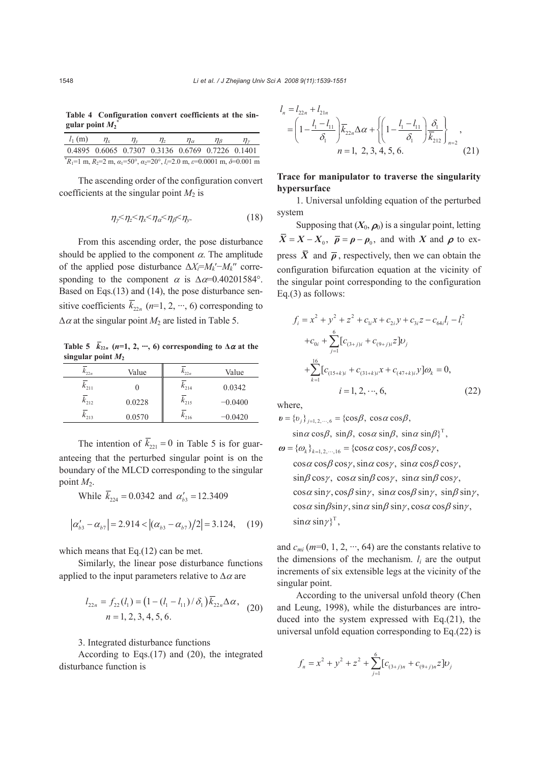**Table 4 Configuration convert coefficients at the singular point $M_2$***

| $l_1$ (m) | $\eta_x$ | $\eta_y$ | $\eta_z$ | $\eta_\alpha$ | $\eta_\beta$ | $\eta_\gamma$ |
|---|---|---|---|---|---|---|
| 0.4895 | 0.6065 | 0.7307 | 0.3136 | 0.6769 | 0.7226 | 0.1401 |

*$R_1$=1 m, $R_2$=2 m, $\alpha_1$=50°, $\alpha_2$=20°, $l_i$=2.0 m, $\varepsilon$=0.0001 m, $\delta$=0.001 m

The ascending order of the configuration convert coefficients at the singular point $M_2$ is

$$\eta_\gamma < \eta_z < \eta_x < \eta_\alpha < \eta_\beta < \eta_y. \tag{18}$$

From this ascending order, the pose disturbance should be applied to the component $\alpha$. The amplitude of the applied pose disturbance $\Delta X_i = M_k' - M_k''$ corresponding to the component $\alpha$ is $\Delta\alpha$=0.40201584°. Based on Eqs.(13) and (14), the pose disturbance sensitive coefficients $\overline{k}_{22n}$ ($n$=1, 2, ···, 6) corresponding to $\Delta\alpha$ at the singular point $M_2$ are listed in Table 5.

**Table 5 $\overline{k}_{22n}$ ($n$=1, 2, ···, 6) corresponding to $\Delta\alpha$ at the singular point $M_2$**

| $\overline{k}_{22n}$ | Value | $\overline{k}_{22n}$ | Value |
|---|---|---|---|
| $\overline{k}_{211}$ | 0 | $\overline{k}_{214}$ | 0.0342 |
| $\overline{k}_{212}$ | 0.0228 | $\overline{k}_{215}$ | −0.0400 |
| $\overline{k}_{213}$ | 0.0570 | $\overline{k}_{216}$ | −0.0420 |

The intention of $\overline{k}_{221} = 0$ in Table 5 is for guaranteeing that the perturbed singular point is on the boundary of the MLCD corresponding to the singular point $M_2$.

While $\overline{k}_{224} = 0.0342$ and $\alpha_{b3}' = 12.3409$

$$\left|\alpha_{b3}' - \alpha_{b7}\right| = 2.914 < \left|(\alpha_{b3} - \alpha_{b7})/2\right| = 3.124, \tag{19}$$

which means that Eq.(12) can be met.

Similarly, the linear pose disturbance functions applied to the input parameters relative to $\Delta\alpha$ are

$$l_{22n} = f_{22}(l_1) = \left(1 - (l_1 - l_{11})/\delta_1\right)\overline{k}_{22n}\Delta\alpha, \quad n = 1, 2, 3, 4, 5, 6. \tag{20}$$

3. Integrated disturbance functions

According to Eqs.(17) and (20), the integrated disturbance function is

$$\begin{aligned} l_n &= l_{22n} + l_{21n} \\ &= \left(1 - \frac{l_1 - l_{11}}{\delta_1}\right)\overline{k}_{22n}\Delta\alpha + \left\{\left(1 - \frac{l_1 - l_{11}}{\delta_1}\right)\frac{\delta_1}{\overline{k}_{212}}\right\}_{n=2}, \\ & n = 1, 2, 3, 4, 5, 6. \end{aligned} \tag{21}$$

### Trace for manipulator to traverse the singularity hypersurface

1. Universal unfolding equation of the perturbed system

Supposing that $(\boldsymbol{X}_0, \boldsymbol{\rho}_0)$ is a singular point, letting $\overline{\boldsymbol{X}} = \boldsymbol{X} - \boldsymbol{X}_0$, $\overline{\boldsymbol{\rho}} = \boldsymbol{\rho} - \boldsymbol{\rho}_0$, and with $\boldsymbol{X}$ and $\boldsymbol{\rho}$ to express $\overline{\boldsymbol{X}}$ and $\overline{\boldsymbol{\rho}}$, respectively, then we can obtain the configuration bifurcation equation at the vicinity of the singular point corresponding to the configuration Eq.(3) as follows:

$$\begin{aligned} f_i &= x^2 + y^2 + z^2 + c_{1i}x + c_{2i}y + c_{3i}z - c_{64i}l_i - l_i^2 \\ &+ c_{0i} + \sum_{j=1}^{6}[c_{(3+j)i} + c_{(9+j)i}z]\upsilon_j \\ &+ \sum_{k=1}^{16}[c_{(15+k)i} + c_{(31+k)i}x + c_{(47+k)i}y]\omega_k = 0, \\ & i = 1, 2, \cdots, 6, \end{aligned} \tag{22}$$

where,

$\boldsymbol{\upsilon} = \{\upsilon_j\}_{j=1,2,\cdots,6} = \{\cos\beta,\ \cos\alpha\cos\beta,\ \sin\alpha\cos\beta,\ \sin\beta,\ \cos\alpha\sin\beta,\ \sin\alpha\sin\beta\}^{\mathrm{T}}$,

$\boldsymbol{\omega} = \{\omega_k\}_{k=1,2,\cdots,16} = \{\cos\alpha\cos\gamma, \cos\beta\cos\gamma, \cos\alpha\cos\beta\cos\gamma, \sin\alpha\cos\gamma,\ \sin\alpha\cos\beta\cos\gamma, \sin\beta\cos\gamma,\ \cos\alpha\sin\beta\cos\gamma,\ \sin\alpha\sin\beta\cos\gamma, \cos\alpha\sin\gamma, \cos\beta\sin\gamma,\ \sin\alpha\cos\beta\sin\gamma,\ \sin\beta\sin\gamma, \cos\alpha\sin\beta\sin\gamma, \sin\alpha\sin\beta\sin\gamma, \cos\alpha\cos\beta\sin\gamma, \sin\alpha\sin\gamma\}^{\mathrm{T}}$,

and $c_{mi}$ ($m$=0, 1, 2, ···, 64) are the constants relative to the dimensions of the mechanism. $l_i$ are the output increments of six extensible legs at the vicinity of the singular point.

According to the universal unfold theory (Chen and Leung, 1998), while the disturbances are introduced into the system expressed with Eq.(21), the universal unfold equation corresponding to Eq.(22) is

$$f_n = x^2 + y^2 + z^2 + \sum_{j=1}^{6}[c_{(3+j)n} + c_{(9+j)n}z]\upsilon_j$$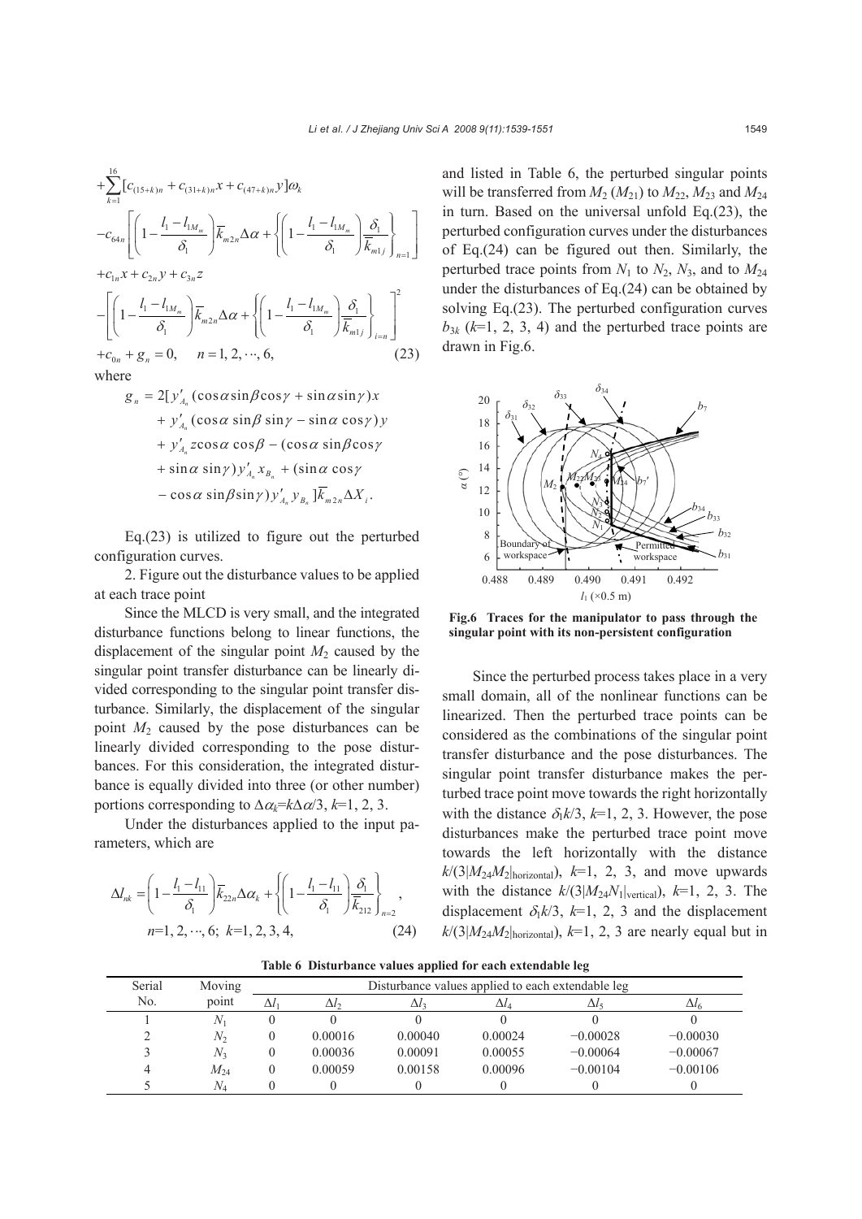$$+\sum_{k=1}^{16}[c_{(15+k)n}+c_{(31+k)n}x+c_{(47+k)n}y]\omega_k$$

$$-c_{64n}\left[\left(1-\frac{l_1-l_{1M_m}}{\delta_1}\right)\overline{k}_{m2n}\Delta\alpha+\left\{\left(1-\frac{l_1-l_{1M_m}}{\delta_1}\right)\frac{\delta_1}{\overline{k}_{m1j}}\right\}_{n=1}\right]$$

$$+c_{1n}x+c_{2n}y+c_{3n}z$$

$$-\left[\left(1-\frac{l_1-l_{1M_m}}{\delta_1}\right)\overline{k}_{m2n}\Delta\alpha+\left\{\left(1-\frac{l_1-l_{1M_m}}{\delta_1}\right)\frac{\delta_1}{\overline{k}_{m1j}}\right\}_{i=n}\right]^2$$

$$+c_{0n}+g_n=0,\quad n=1,2,\cdots,6, \tag{23}$$

where

$$\begin{aligned}g_n=&2[y'_{A_n}(\cos\alpha\sin\beta\cos\gamma+\sin\alpha\sin\gamma)x\\&+y'_{A_n}(\cos\alpha\sin\beta\sin\gamma-\sin\alpha\cos\gamma)y\\&+y'_{A_n}z\cos\alpha\cos\beta-(\cos\alpha\sin\beta\cos\gamma\\&+\sin\alpha\sin\gamma)y'_{A_n}x_{B_n}+(\sin\alpha\cos\gamma\\&-\cos\alpha\sin\beta\sin\gamma)y'_{A_n}y_{B_n}]\overline{k}_{m2n}\Delta X_i.\end{aligned}$$

Eq.(23) is utilized to figure out the perturbed configuration curves.

2. Figure out the disturbance values to be applied at each trace point

Since the MLCD is very small, and the integrated disturbance functions belong to linear functions, the displacement of the singular point $M_2$ caused by the singular point transfer disturbance can be linearly divided corresponding to the singular point transfer disturbance. Similarly, the displacement of the singular point $M_2$ caused by the pose disturbances can be linearly divided corresponding to the pose disturbances. For this consideration, the integrated disturbance is equally divided into three (or other number) portions corresponding to $\Delta\alpha_k=k\Delta\alpha/3$, $k$=1, 2, 3.

Under the disturbances applied to the input parameters, which are

$$\Delta l_{nk}=\left(1-\frac{l_1-l_{11}}{\delta_1}\right)\overline{k}_{22n}\Delta\alpha_k+\left\{\left(1-\frac{l_1-l_{11}}{\delta_1}\right)\frac{\delta_1}{\overline{k}_{212}}\right\}_{n=2},$$
$$n=1,2,\cdots,6;\ k=1,2,3,4, \tag{24}$$

and listed in Table 6, the perturbed singular points will be transferred from $M_2$ ($M_{21}$) to $M_{22}$, $M_{23}$ and $M_{24}$ in turn. Based on the universal unfold Eq.(23), the perturbed configuration curves under the disturbances of Eq.(24) can be figured out then. Similarly, the perturbed trace points from $N_1$ to $N_2$, $N_3$, and to $M_{24}$ under the disturbances of Eq.(24) can be obtained by solving Eq.(23). The perturbed configuration curves $b_{3k}$ ($k$=1, 2, 3, 4) and the perturbed trace points are drawn in Fig.6.

**Fig.6 Traces for the manipulator to pass through the singular point with its non-persistent configuration**

Since the perturbed process takes place in a very small domain, all of the nonlinear functions can be linearized. Then the perturbed trace points can be considered as the combinations of the singular point transfer disturbance and the pose disturbances. The singular point transfer disturbance makes the perturbed trace point move towards the right horizontally with the distance $\delta_1k/3$, $k$=1, 2, 3. However, the pose disturbances make the perturbed trace point move towards the left horizontally with the distance $k/(3|M_{24}M_2|_{\text{horizontal}})$, $k$=1, 2, 3, and move upwards with the distance $k/(3|M_{24}N_1|_{\text{vertical}})$, $k$=1, 2, 3. The displacement $\delta_1k/3$, $k$=1, 2, 3 and the displacement $k/(3|M_{24}M_2|_{\text{horizontal}})$, $k$=1, 2, 3 are nearly equal but in

**Table 6 Disturbance values applied for each extendable leg**

| Serial No. | Moving point | Disturbance values applied to each extendable leg | | | | | |
|---|---|---|---|---|---|---|---|
| | | $\Delta l_1$ | $\Delta l_2$ | $\Delta l_3$ | $\Delta l_4$ | $\Delta l_5$ | $\Delta l_6$ |
| 1 | $N_1$ | 0 | 0 | 0 | 0 | 0 | 0 |
| 2 | $N_2$ | 0 | 0.00016 | 0.00040 | 0.00024 | −0.00028 | −0.00030 |
| 3 | $N_3$ | 0 | 0.00036 | 0.00091 | 0.00055 | −0.00064 | −0.00067 |
| 4 | $M_{24}$ | 0 | 0.00059 | 0.00158 | 0.00096 | −0.00104 | −0.00106 |
| 5 | $N_4$ | 0 | 0 | 0 | 0 | 0 | 0 |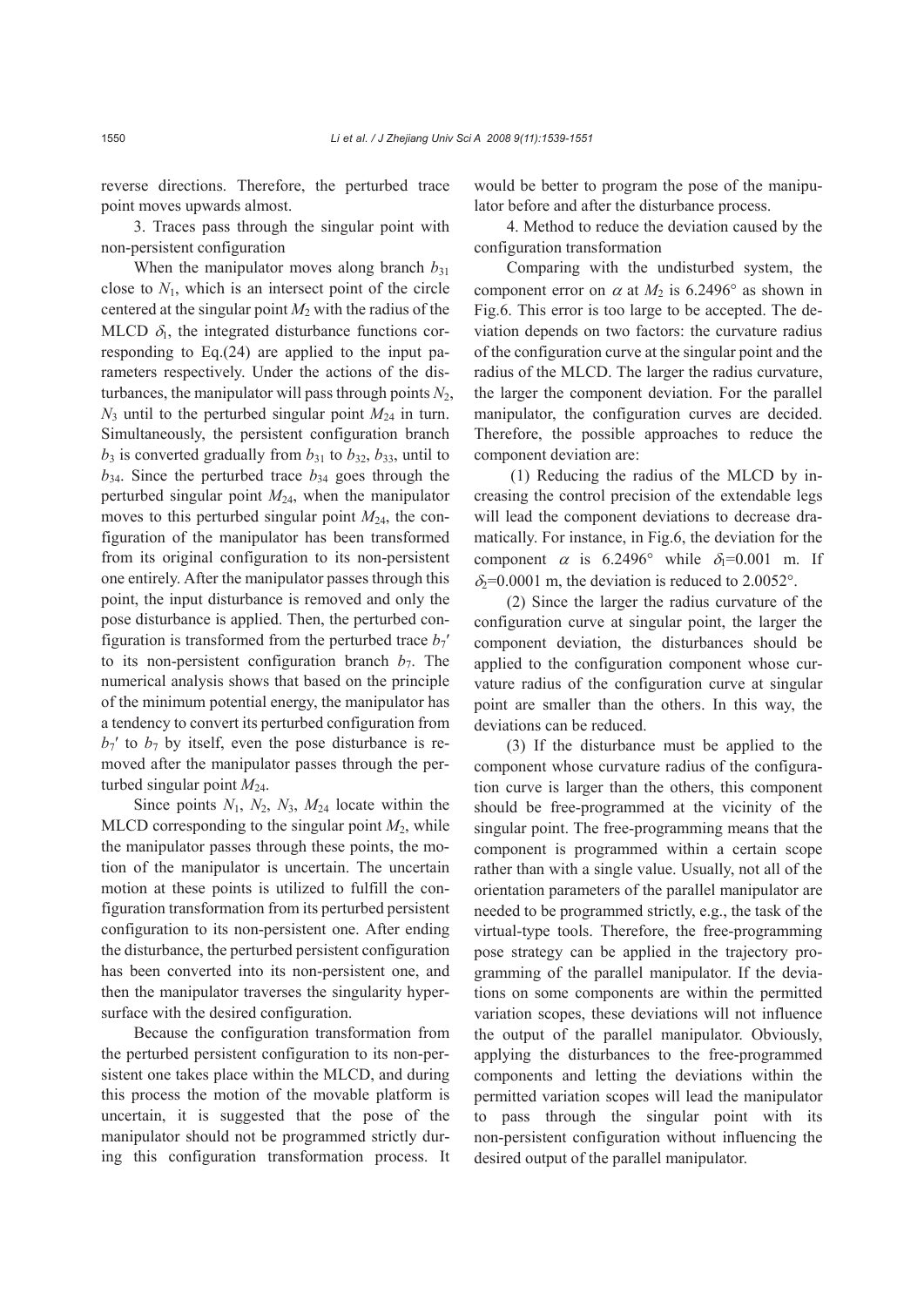reverse directions. Therefore, the perturbed trace point moves upwards almost.

3. Traces pass through the singular point with non-persistent configuration

When the manipulator moves along branch $b_{31}$ close to $N_1$, which is an intersect point of the circle centered at the singular point $M_2$ with the radius of the MLCD $\delta_1$, the integrated disturbance functions corresponding to Eq.(24) are applied to the input parameters respectively. Under the actions of the disturbances, the manipulator will pass through points $N_2$, $N_3$ until to the perturbed singular point $M_{24}$ in turn. Simultaneously, the persistent configuration branch $b_3$ is converted gradually from $b_{31}$ to $b_{32}$, $b_{33}$, until to $b_{34}$. Since the perturbed trace $b_{34}$ goes through the perturbed singular point $M_{24}$, when the manipulator moves to this perturbed singular point $M_{24}$, the configuration of the manipulator has been transformed from its original configuration to its non-persistent one entirely. After the manipulator passes through this point, the input disturbance is removed and only the pose disturbance is applied. Then, the perturbed configuration is transformed from the perturbed trace $b_7'$ to its non-persistent configuration branch $b_7$. The numerical analysis shows that based on the principle of the minimum potential energy, the manipulator has a tendency to convert its perturbed configuration from $b_7'$ to $b_7$ by itself, even the pose disturbance is removed after the manipulator passes through the perturbed singular point $M_{24}$.

Since points $N_1$, $N_2$, $N_3$, $M_{24}$ locate within the MLCD corresponding to the singular point $M_2$, while the manipulator passes through these points, the motion of the manipulator is uncertain. The uncertain motion at these points is utilized to fulfill the configuration transformation from its perturbed persistent configuration to its non-persistent one. After ending the disturbance, the perturbed persistent configuration has been converted into its non-persistent one, and then the manipulator traverses the singularity hypersurface with the desired configuration.

Because the configuration transformation from the perturbed persistent configuration to its non-persistent one takes place within the MLCD, and during this process the motion of the movable platform is uncertain, it is suggested that the pose of the manipulator should not be programmed strictly during this configuration transformation process. It would be better to program the pose of the manipulator before and after the disturbance process.

4. Method to reduce the deviation caused by the configuration transformation

Comparing with the undisturbed system, the component error on $\alpha$ at $M_2$ is 6.2496° as shown in Fig.6. This error is too large to be accepted. The deviation depends on two factors: the curvature radius of the configuration curve at the singular point and the radius of the MLCD. The larger the radius curvature, the larger the component deviation. For the parallel manipulator, the configuration curves are decided. Therefore, the possible approaches to reduce the component deviation are:

(1) Reducing the radius of the MLCD by increasing the control precision of the extendable legs will lead the component deviations to decrease dramatically. For instance, in Fig.6, the deviation for the component $\alpha$ is 6.2496° while $\delta_1$=0.001 m. If $\delta_2$=0.0001 m, the deviation is reduced to 2.0052°.

(2) Since the larger the radius curvature of the configuration curve at singular point, the larger the component deviation, the disturbances should be applied to the configuration component whose curvature radius of the configuration curve at singular point are smaller than the others. In this way, the deviations can be reduced.

(3) If the disturbance must be applied to the component whose curvature radius of the configuration curve is larger than the others, this component should be free-programmed at the vicinity of the singular point. The free-programming means that the component is programmed within a certain scope rather than with a single value. Usually, not all of the orientation parameters of the parallel manipulator are needed to be programmed strictly, e.g., the task of the virtual-type tools. Therefore, the free-programming pose strategy can be applied in the trajectory programming of the parallel manipulator. If the deviations on some components are within the permitted variation scopes, these deviations will not influence the output of the parallel manipulator. Obviously, applying the disturbances to the free-programmed components and letting the deviations within the permitted variation scopes will lead the manipulator to pass through the singular point with its non-persistent configuration without influencing the desired output of the parallel manipulator.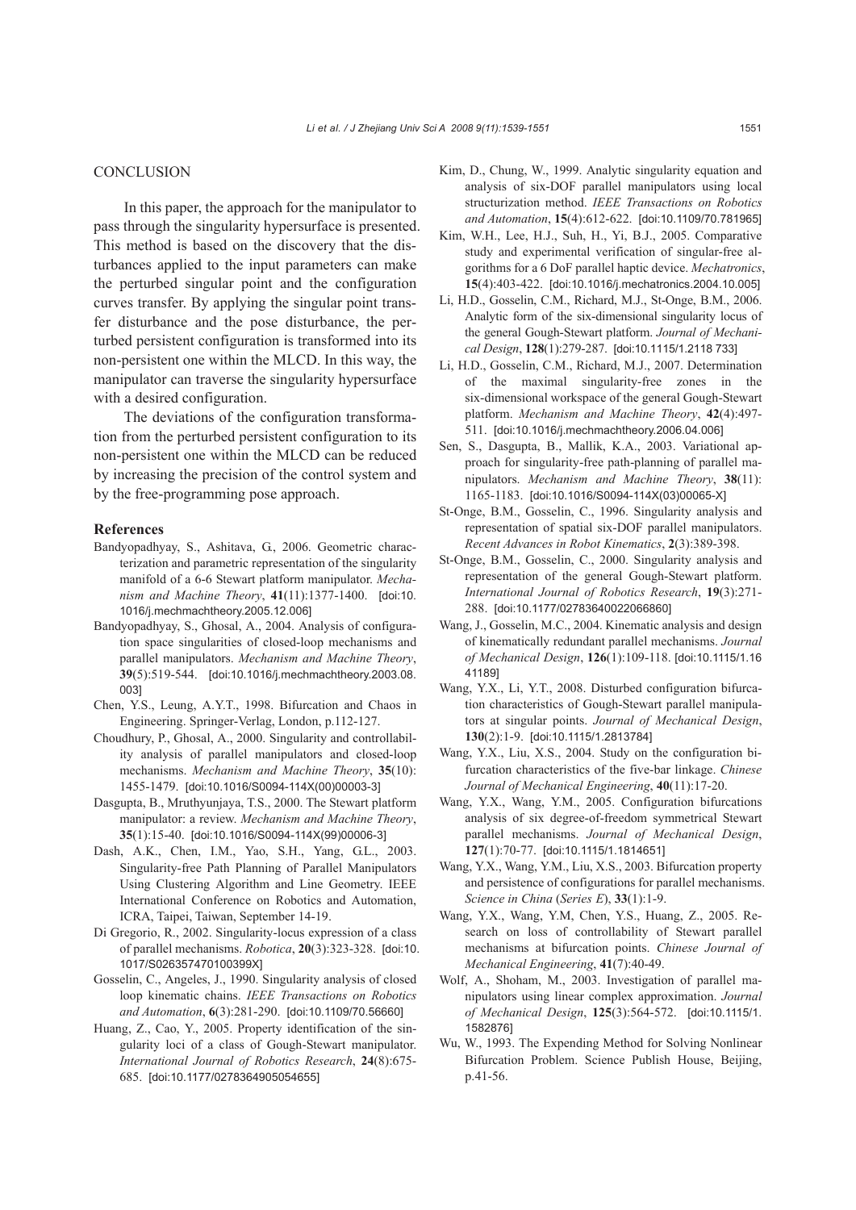## CONCLUSION

In this paper, the approach for the manipulator to pass through the singularity hypersurface is presented. This method is based on the discovery that the disturbances applied to the input parameters can make the perturbed singular point and the configuration curves transfer. By applying the singular point transfer disturbance and the pose disturbance, the perturbed persistent configuration is transformed into its non-persistent one within the MLCD. In this way, the manipulator can traverse the singularity hypersurface with a desired configuration.

The deviations of the configuration transformation from the perturbed persistent configuration to its non-persistent one within the MLCD can be reduced by increasing the precision of the control system and by the free-programming pose approach.

### References

Bandyopadhyay, S., Ashitava, G., 2006. Geometric characterization and parametric representation of the singularity manifold of a 6-6 Stewart platform manipulator. *Mechanism and Machine Theory*, **41**(11):1377-1400. [doi:10.1016/j.mechmachtheory.2005.12.006]

Bandyopadhyay, S., Ghosal, A., 2004. Analysis of configuration space singularities of closed-loop mechanisms and parallel manipulators. *Mechanism and Machine Theory*, **39**(5):519-544. [doi:10.1016/j.mechmachtheory.2003.08.003]

Chen, Y.S., Leung, A.Y.T., 1998. Bifurcation and Chaos in Engineering. Springer-Verlag, London, p.112-127.

Choudhury, P., Ghosal, A., 2000. Singularity and controllability analysis of parallel manipulators and closed-loop mechanisms. *Mechanism and Machine Theory*, **35**(10): 1455-1479. [doi:10.1016/S0094-114X(00)00003-3]

Dasgupta, B., Mruthyunjaya, T.S., 2000. The Stewart platform manipulator: a review. *Mechanism and Machine Theory*, **35**(1):15-40. [doi:10.1016/S0094-114X(99)00006-3]

Dash, A.K., Chen, I.M., Yao, S.H., Yang, G.L., 2003. Singularity-free Path Planning of Parallel Manipulators Using Clustering Algorithm and Line Geometry. IEEE International Conference on Robotics and Automation, ICRA, Taipei, Taiwan, September 14-19.

Di Gregorio, R., 2002. Singularity-locus expression of a class of parallel mechanisms. *Robotica*, **20**(3):323-328. [doi:10.1017/S026357470100399X]

Gosselin, C., Angeles, J., 1990. Singularity analysis of closed loop kinematic chains. *IEEE Transactions on Robotics and Automation*, **6**(3):281-290. [doi:10.1109/70.56660]

Huang, Z., Cao, Y., 2005. Property identification of the singularity loci of a class of Gough-Stewart manipulator. *International Journal of Robotics Research*, **24**(8):675-685. [doi:10.1177/0278364905054655]

Kim, D., Chung, W., 1999. Analytic singularity equation and analysis of six-DOF parallel manipulators using local structurization method. *IEEE Transactions on Robotics and Automation*, **15**(4):612-622. [doi:10.1109/70.781965]

Kim, W.H., Lee, H.J., Suh, H., Yi, B.J., 2005. Comparative study and experimental verification of singular-free algorithms for a 6 DoF parallel haptic device. *Mechatronics*, **15**(4):403-422. [doi:10.1016/j.mechatronics.2004.10.005]

Li, H.D., Gosselin, C.M., Richard, M.J., St-Onge, B.M., 2006. Analytic form of the six-dimensional singularity locus of the general Gough-Stewart platform. *Journal of Mechanical Design*, **128**(1):279-287. [doi:10.1115/1.2118 733]

Li, H.D., Gosselin, C.M., Richard, M.J., 2007. Determination of the maximal singularity-free zones in the six-dimensional workspace of the general Gough-Stewart platform. *Mechanism and Machine Theory*, **42**(4):497-511. [doi:10.1016/j.mechmachtheory.2006.04.006]

Sen, S., Dasgupta, B., Mallik, K.A., 2003. Variational approach for singularity-free path-planning of parallel manipulators. *Mechanism and Machine Theory*, **38**(11): 1165-1183. [doi:10.1016/S0094-114X(03)00065-X]

St-Onge, B.M., Gosselin, C., 1996. Singularity analysis and representation of spatial six-DOF parallel manipulators. *Recent Advances in Robot Kinematics*, **2**(3):389-398.

St-Onge, B.M., Gosselin, C., 2000. Singularity analysis and representation of the general Gough-Stewart platform. *International Journal of Robotics Research*, **19**(3):271-288. [doi:10.1177/02783640022066860]

Wang, J., Gosselin, M.C., 2004. Kinematic analysis and design of kinematically redundant parallel mechanisms. *Journal of Mechanical Design*, **126**(1):109-118. [doi:10.1115/1.1641189]

Wang, Y.X., Li, Y.T., 2008. Disturbed configuration bifurcation characteristics of Gough-Stewart parallel manipulators at singular points. *Journal of Mechanical Design*, **130**(2):1-9. [doi:10.1115/1.2813784]

Wang, Y.X., Liu, X.S., 2004. Study on the configuration bifurcation characteristics of the five-bar linkage. *Chinese Journal of Mechanical Engineering*, **40**(11):17-20.

Wang, Y.X., Wang, Y.M., 2005. Configuration bifurcations analysis of six degree-of-freedom symmetrical Stewart parallel mechanisms. *Journal of Mechanical Design*, **127**(1):70-77. [doi:10.1115/1.1814651]

Wang, Y.X., Wang, Y.M., Liu, X.S., 2003. Bifurcation property and persistence of configurations for parallel mechanisms. *Science in China* (*Series E*), **33**(1):1-9.

Wang, Y.X., Wang, Y.M, Chen, Y.S., Huang, Z., 2005. Research on loss of controllability of Stewart parallel mechanisms at bifurcation points. *Chinese Journal of Mechanical Engineering*, **41**(7):40-49.

Wolf, A., Shoham, M., 2003. Investigation of parallel manipulators using linear complex approximation. *Journal of Mechanical Design*, **125**(3):564-572. [doi:10.1115/1.1582876]

Wu, W., 1993. The Expending Method for Solving Nonlinear Bifurcation Problem. Science Publish House, Beijing, p.41-56.